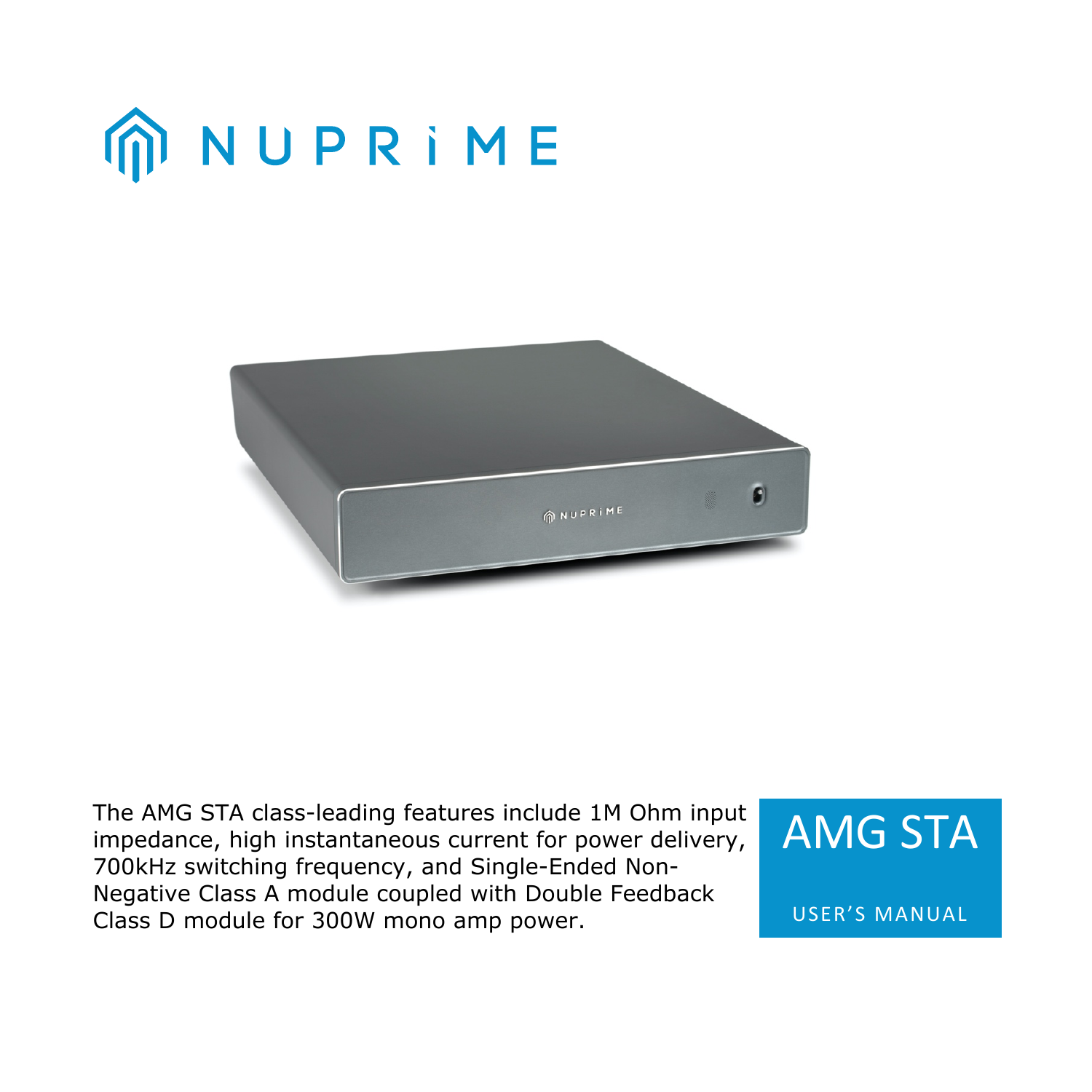# NUPRiME

The AMG STA class-leading features include 1M Ohm input impedance, high instantaneous current for power delivery, 700kHz switching frequency, and Single-Ended Non-Negative Class A module coupled with Double Feedback Class D module for 300W mono amp power.

# AMG STA

USER'S MANUAL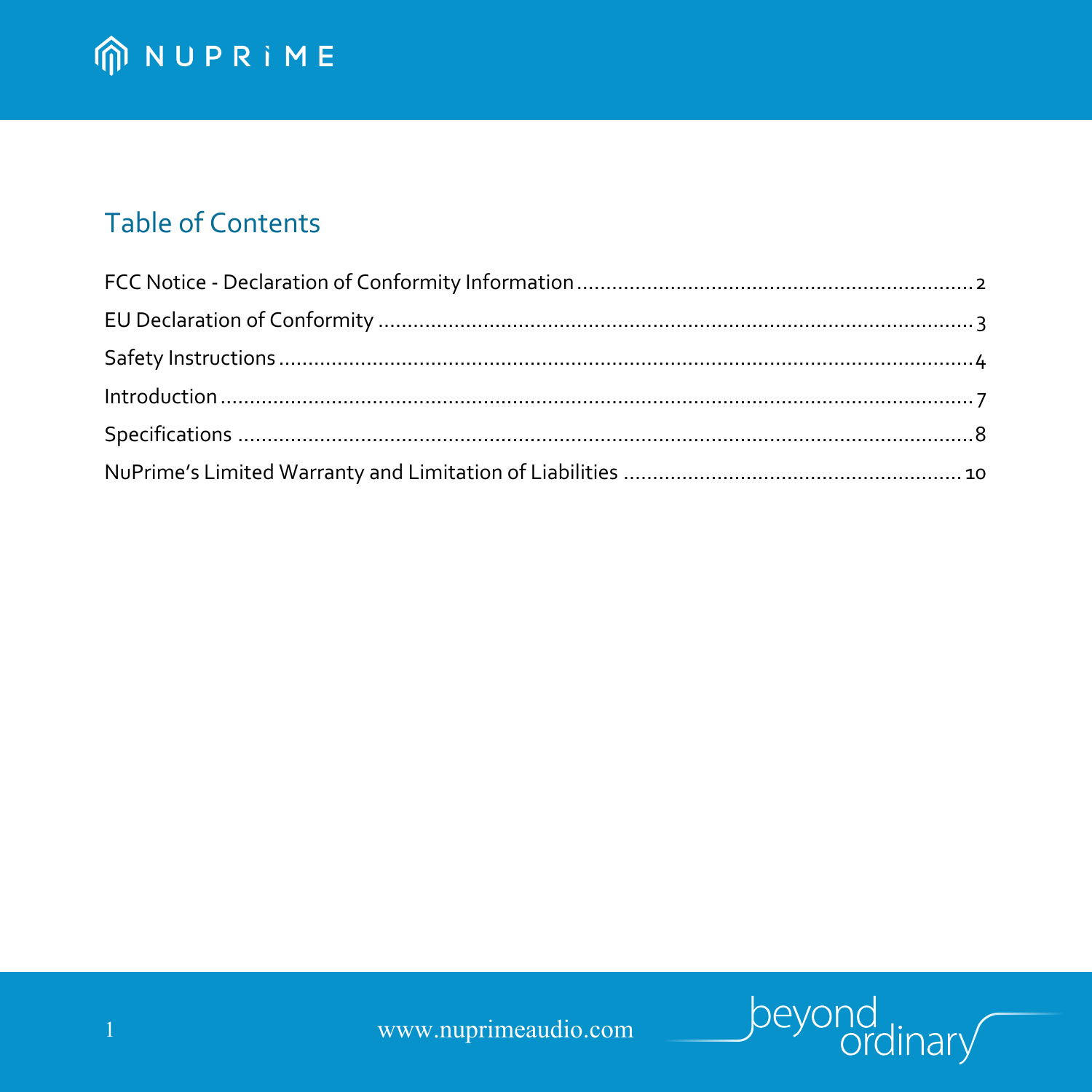## Table of Contents

FCC Notice - Declaration of Conformity Information .................................................................. 2

EU Declaration of Conformity ......................................................................................... 3

Safety Instructions ......................................................................................................... 4

Introduction .................................................................................................................. 7

Specifications ................................................................................................................ 8

NuPrime's Limited Warranty and Limitation of Liabilities ........................................................ 10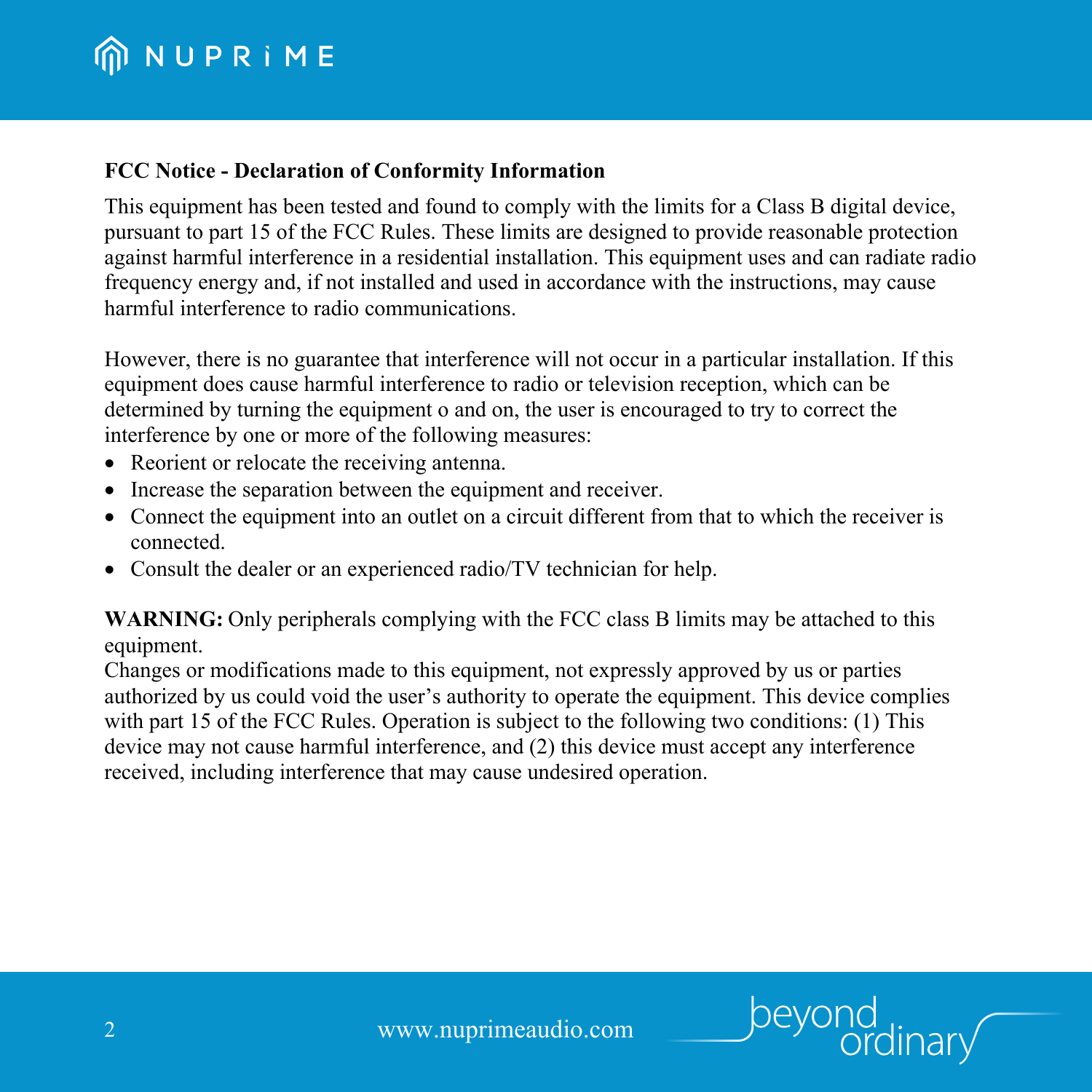**FCC Notice - Declaration of Conformity Information**

This equipment has been tested and found to comply with the limits for a Class B digital device, pursuant to part 15 of the FCC Rules. These limits are designed to provide reasonable protection against harmful interference in a residential installation. This equipment uses and can radiate radio frequency energy and, if not installed and used in accordance with the instructions, may cause harmful interference to radio communications.

However, there is no guarantee that interference will not occur in a particular installation. If this equipment does cause harmful interference to radio or television reception, which can be determined by turning the equipment o and on, the user is encouraged to try to correct the interference by one or more of the following measures:

- Reorient or relocate the receiving antenna.
- Increase the separation between the equipment and receiver.
- Connect the equipment into an outlet on a circuit different from that to which the receiver is connected.
- Consult the dealer or an experienced radio/TV technician for help.

**WARNING:** Only peripherals complying with the FCC class B limits may be attached to this equipment.
Changes or modifications made to this equipment, not expressly approved by us or parties authorized by us could void the user's authority to operate the equipment. This device complies with part 15 of the FCC Rules. Operation is subject to the following two conditions: (1) This device may not cause harmful interference, and (2) this device must accept any interference received, including interference that may cause undesired operation.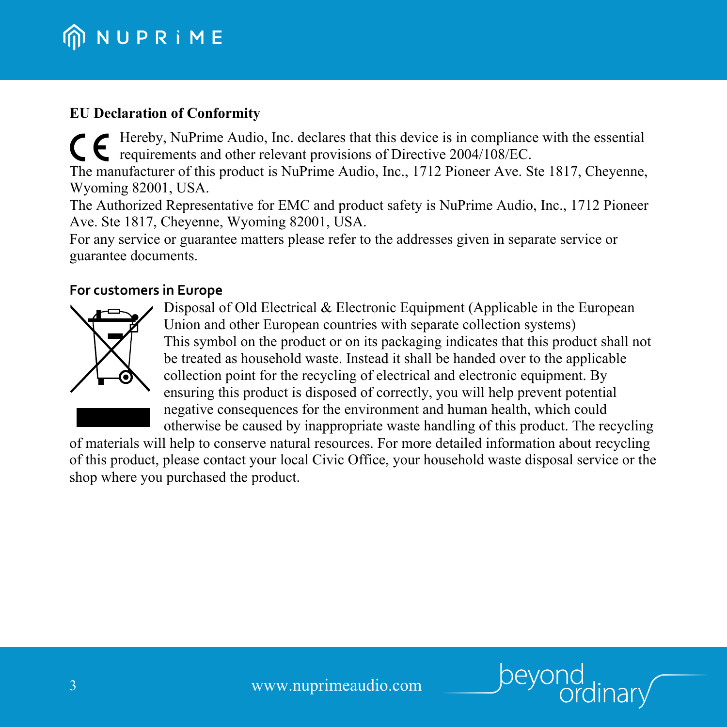## EU Declaration of Conformity

CE Hereby, NuPrime Audio, Inc. declares that this device is in compliance with the essential requirements and other relevant provisions of Directive 2004/108/EC.
The manufacturer of this product is NuPrime Audio, Inc., 1712 Pioneer Ave. Ste 1817, Cheyenne, Wyoming 82001, USA.
The Authorized Representative for EMC and product safety is NuPrime Audio, Inc., 1712 Pioneer Ave. Ste 1817, Cheyenne, Wyoming 82001, USA.
For any service or guarantee matters please refer to the addresses given in separate service or guarantee documents.

## For customers in Europe

Disposal of Old Electrical & Electronic Equipment (Applicable in the European Union and other European countries with separate collection systems)
This symbol on the product or on its packaging indicates that this product shall not be treated as household waste. Instead it shall be handed over to the applicable collection point for the recycling of electrical and electronic equipment. By ensuring this product is disposed of correctly, you will help prevent potential negative consequences for the environment and human health, which could otherwise be caused by inappropriate waste handling of this product. The recycling of materials will help to conserve natural resources. For more detailed information about recycling of this product, please contact your local Civic Office, your household waste disposal service or the shop where you purchased the product.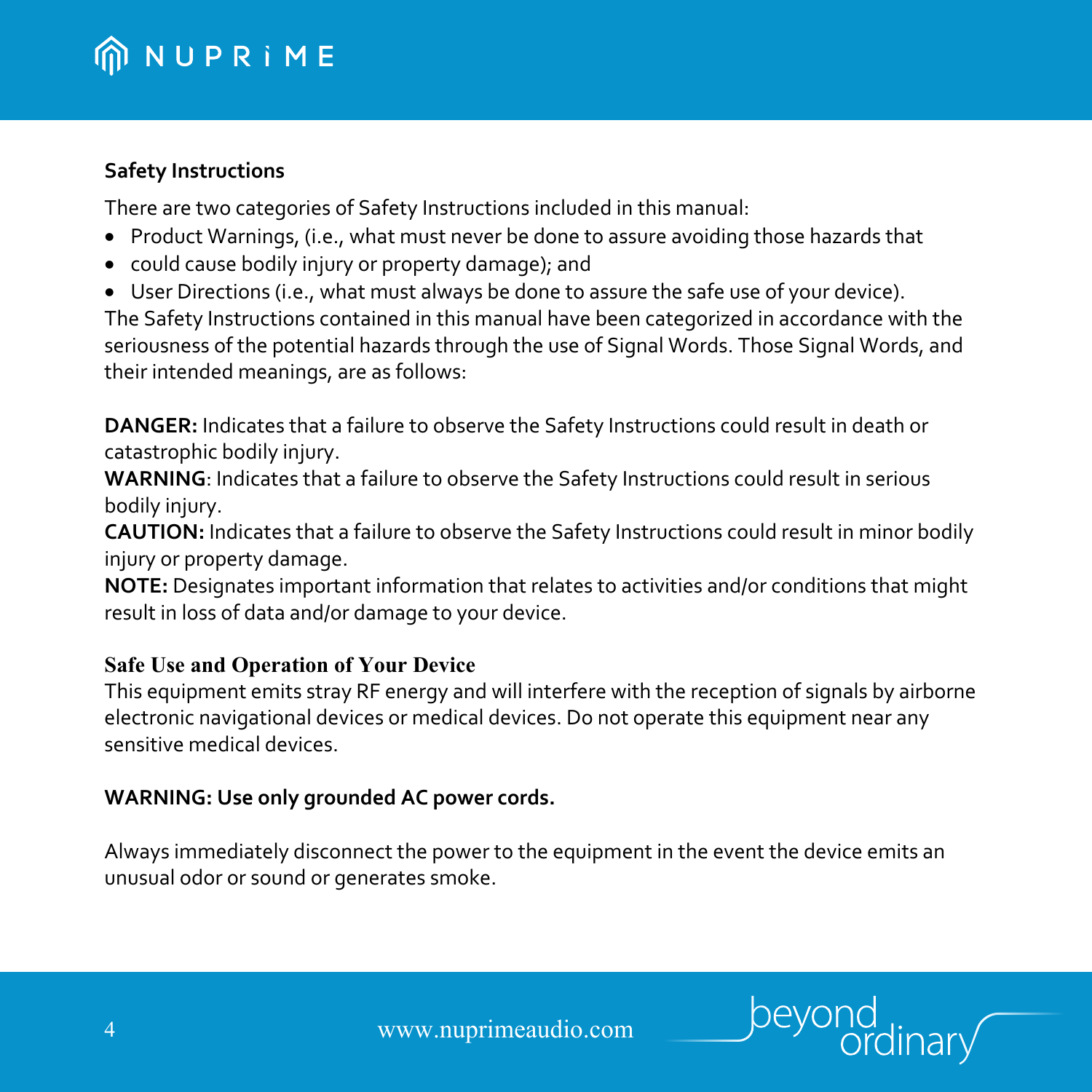## Safety Instructions

There are two categories of Safety Instructions included in this manual:

- Product Warnings, (i.e., what must never be done to assure avoiding those hazards that
- could cause bodily injury or property damage); and
- User Directions (i.e., what must always be done to assure the safe use of your device).

The Safety Instructions contained in this manual have been categorized in accordance with the seriousness of the potential hazards through the use of Signal Words. Those Signal Words, and their intended meanings, are as follows:

**DANGER:** Indicates that a failure to observe the Safety Instructions could result in death or catastrophic bodily injury.
**WARNING**: Indicates that a failure to observe the Safety Instructions could result in serious bodily injury.
**CAUTION:** Indicates that a failure to observe the Safety Instructions could result in minor bodily injury or property damage.
**NOTE:** Designates important information that relates to activities and/or conditions that might result in loss of data and/or damage to your device.

## Safe Use and Operation of Your Device

This equipment emits stray RF energy and will interfere with the reception of signals by airborne electronic navigational devices or medical devices. Do not operate this equipment near any sensitive medical devices.

**WARNING: Use only grounded AC power cords.**

Always immediately disconnect the power to the equipment in the event the device emits an unusual odor or sound or generates smoke.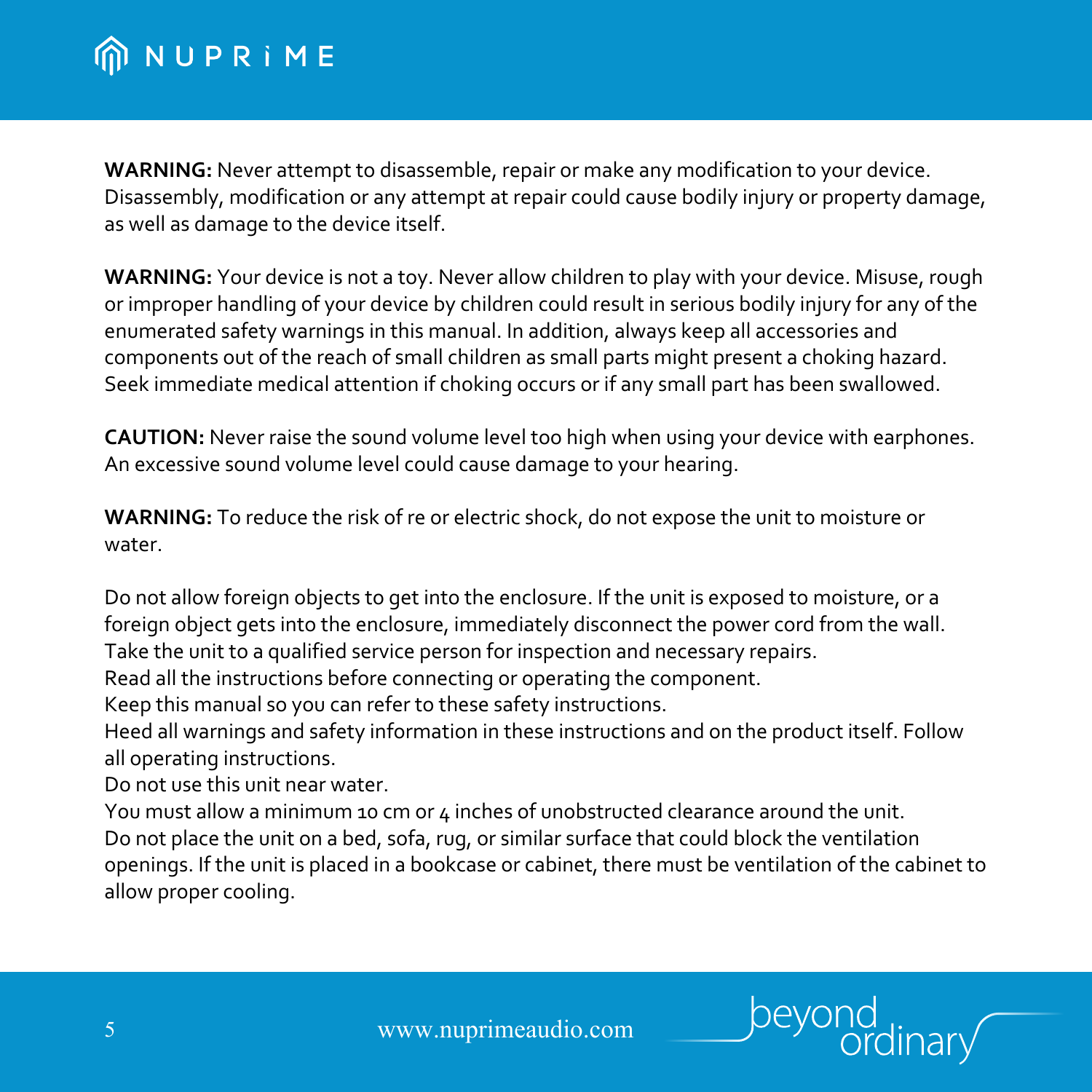**WARNING:** Never attempt to disassemble, repair or make any modification to your device. Disassembly, modification or any attempt at repair could cause bodily injury or property damage, as well as damage to the device itself.

**WARNING:** Your device is not a toy. Never allow children to play with your device. Misuse, rough or improper handling of your device by children could result in serious bodily injury for any of the enumerated safety warnings in this manual. In addition, always keep all accessories and components out of the reach of small children as small parts might present a choking hazard. Seek immediate medical attention if choking occurs or if any small part has been swallowed.

**CAUTION:** Never raise the sound volume level too high when using your device with earphones. An excessive sound volume level could cause damage to your hearing.

**WARNING:** To reduce the risk of re or electric shock, do not expose the unit to moisture or water.

Do not allow foreign objects to get into the enclosure. If the unit is exposed to moisture, or a foreign object gets into the enclosure, immediately disconnect the power cord from the wall. Take the unit to a qualified service person for inspection and necessary repairs.
Read all the instructions before connecting or operating the component.
Keep this manual so you can refer to these safety instructions.
Heed all warnings and safety information in these instructions and on the product itself. Follow all operating instructions.
Do not use this unit near water.
You must allow a minimum 10 cm or 4 inches of unobstructed clearance around the unit.
Do not place the unit on a bed, sofa, rug, or similar surface that could block the ventilation openings. If the unit is placed in a bookcase or cabinet, there must be ventilation of the cabinet to allow proper cooling.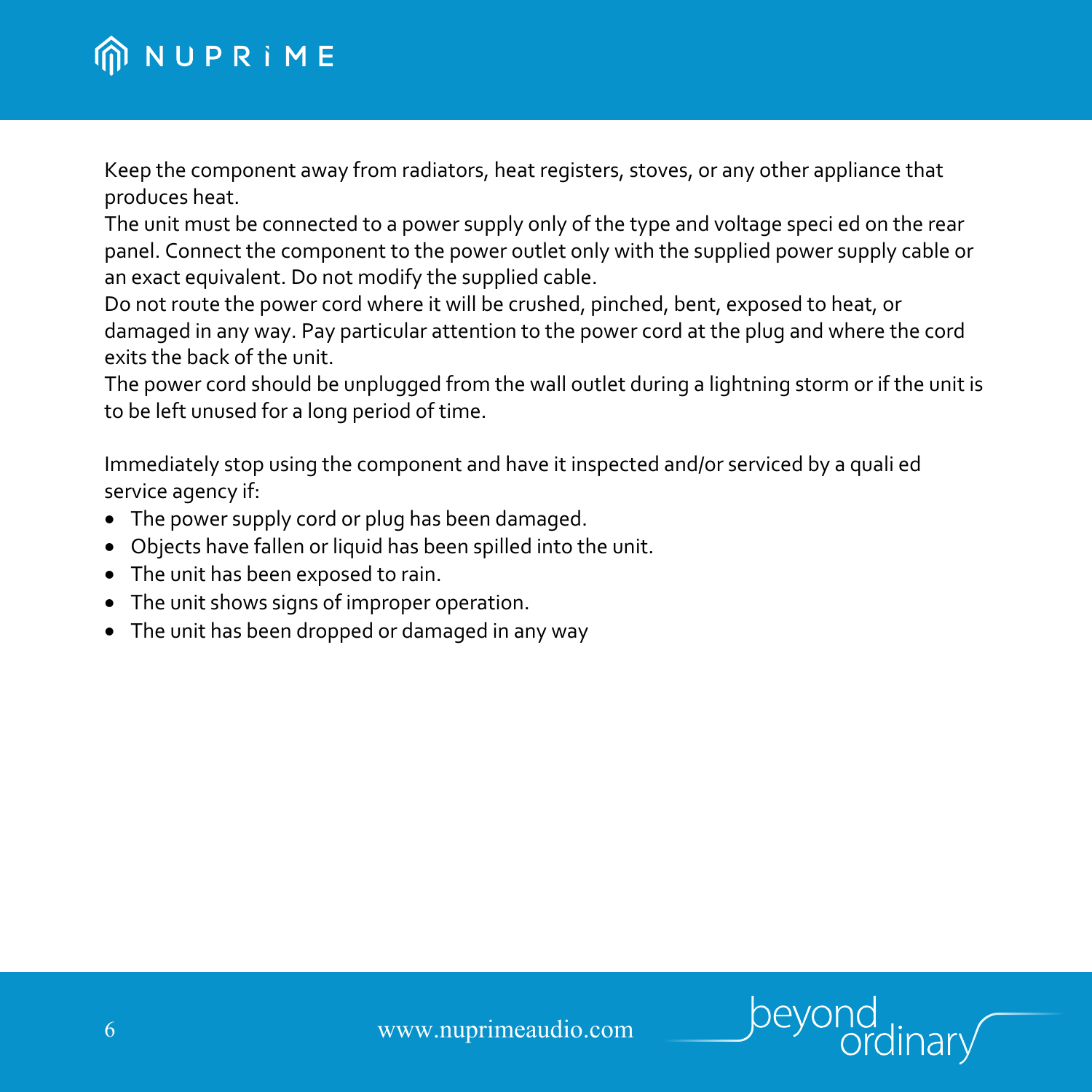Keep the component away from radiators, heat registers, stoves, or any other appliance that produces heat.
The unit must be connected to a power supply only of the type and voltage speci ed on the rear panel. Connect the component to the power outlet only with the supplied power supply cable or an exact equivalent. Do not modify the supplied cable.
Do not route the power cord where it will be crushed, pinched, bent, exposed to heat, or damaged in any way. Pay particular attention to the power cord at the plug and where the cord exits the back of the unit.
The power cord should be unplugged from the wall outlet during a lightning storm or if the unit is to be left unused for a long period of time.

Immediately stop using the component and have it inspected and/or serviced by a quali ed service agency if:

- The power supply cord or plug has been damaged.
- Objects have fallen or liquid has been spilled into the unit.
- The unit has been exposed to rain.
- The unit shows signs of improper operation.
- The unit has been dropped or damaged in any way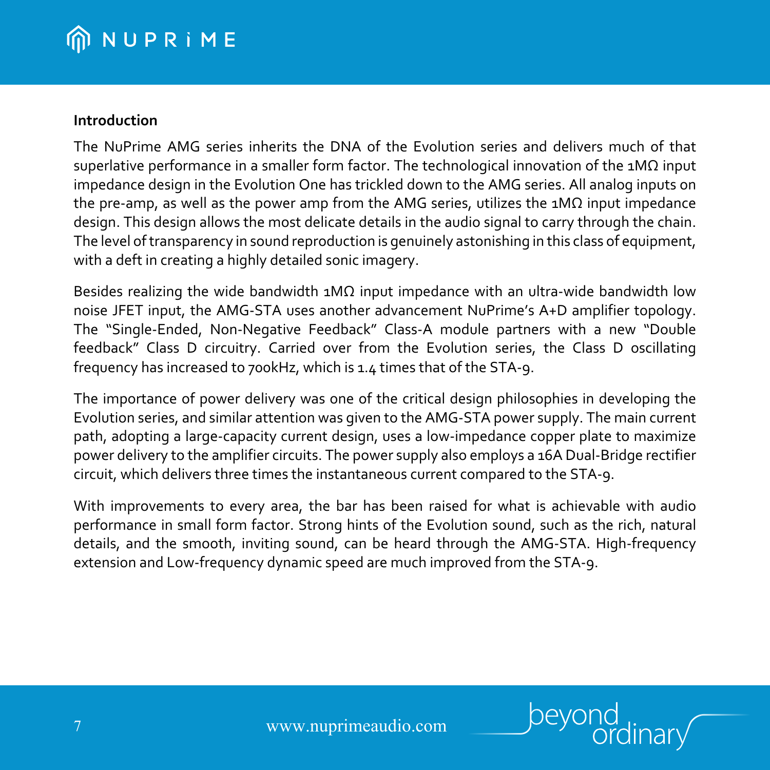## Introduction

The NuPrime AMG series inherits the DNA of the Evolution series and delivers much of that superlative performance in a smaller form factor. The technological innovation of the 1MΩ input impedance design in the Evolution One has trickled down to the AMG series. All analog inputs on the pre-amp, as well as the power amp from the AMG series, utilizes the 1MΩ input impedance design. This design allows the most delicate details in the audio signal to carry through the chain. The level of transparency in sound reproduction is genuinely astonishing in this class of equipment, with a deft in creating a highly detailed sonic imagery.

Besides realizing the wide bandwidth 1MΩ input impedance with an ultra-wide bandwidth low noise JFET input, the AMG-STA uses another advancement NuPrime's A+D amplifier topology. The "Single-Ended, Non-Negative Feedback" Class-A module partners with a new "Double feedback" Class D circuitry. Carried over from the Evolution series, the Class D oscillating frequency has increased to 700kHz, which is 1.4 times that of the STA-9.

The importance of power delivery was one of the critical design philosophies in developing the Evolution series, and similar attention was given to the AMG-STA power supply. The main current path, adopting a large-capacity current design, uses a low-impedance copper plate to maximize power delivery to the amplifier circuits. The power supply also employs a 16A Dual-Bridge rectifier circuit, which delivers three times the instantaneous current compared to the STA-9.

With improvements to every area, the bar has been raised for what is achievable with audio performance in small form factor. Strong hints of the Evolution sound, such as the rich, natural details, and the smooth, inviting sound, can be heard through the AMG-STA. High-frequency extension and Low-frequency dynamic speed are much improved from the STA-9.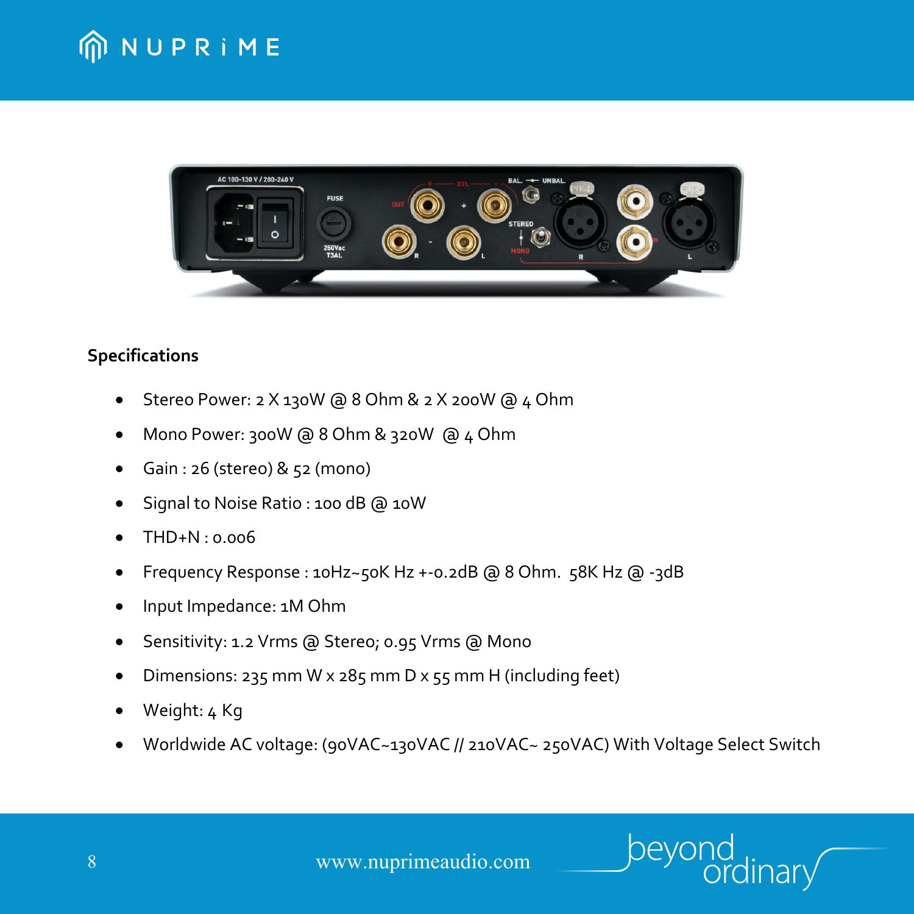**Specifications**

- Stereo Power: 2 X 130W @ 8 Ohm & 2 X 200W @ 4 Ohm
- Mono Power: 300W @ 8 Ohm & 320W @ 4 Ohm
- Gain : 26 (stereo) & 52 (mono)
- Signal to Noise Ratio : 100 dB @ 10W
- THD+N : 0.006
- Frequency Response : 10Hz~50K Hz +-0.2dB @ 8 Ohm. 58K Hz @ -3dB
- Input Impedance: 1M Ohm
- Sensitivity: 1.2 Vrms @ Stereo; 0.95 Vrms @ Mono
- Dimensions: 235 mm W x 285 mm D x 55 mm H (including feet)
- Weight: 4 Kg
- Worldwide AC voltage: (90VAC~130VAC // 210VAC~ 250VAC) With Voltage Select Switch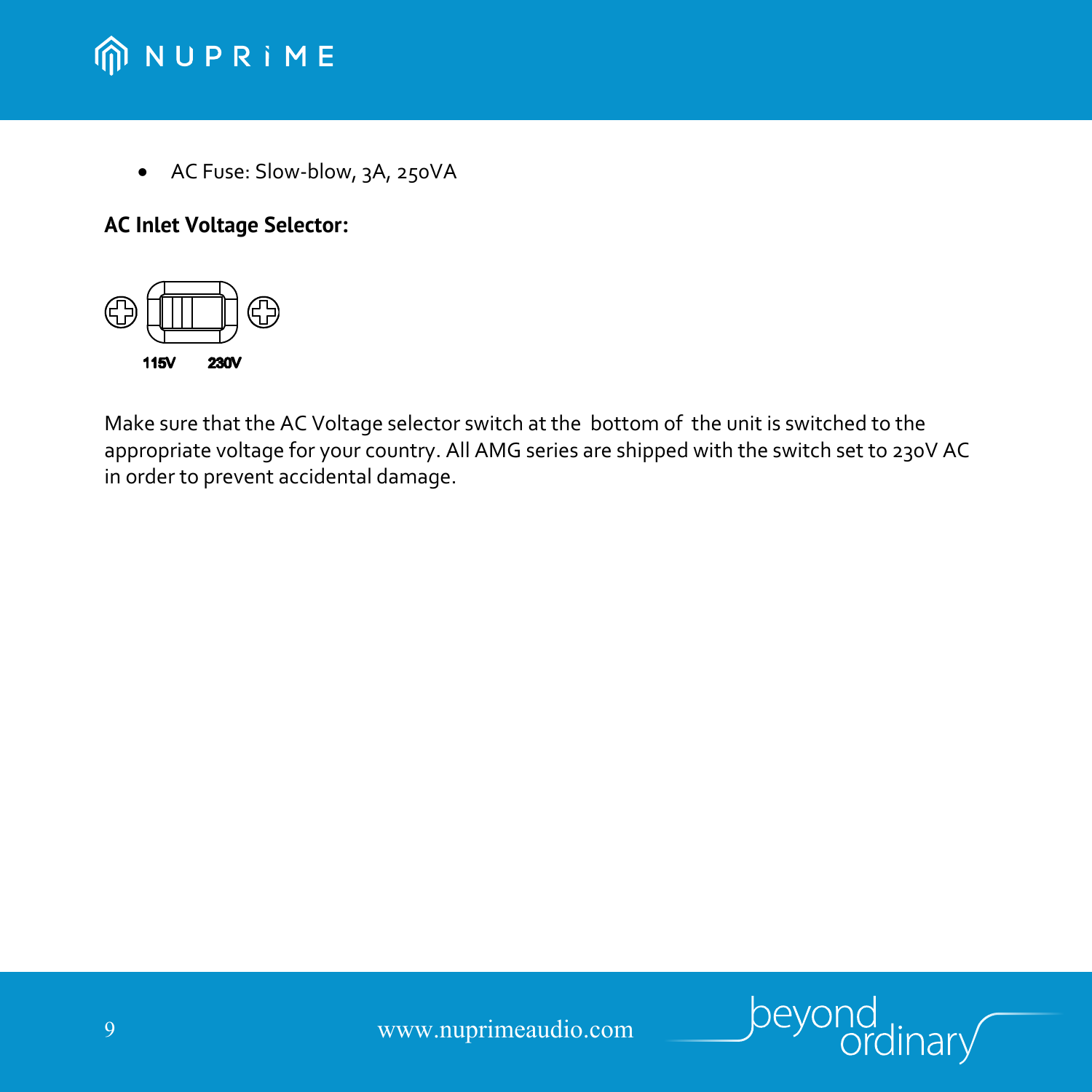- AC Fuse: Slow-blow, 3A, 250VA

**AC Inlet Voltage Selector:**

115V 230V

Make sure that the AC Voltage selector switch at the bottom of the unit is switched to the appropriate voltage for your country. All AMG series are shipped with the switch set to 230V AC in order to prevent accidental damage.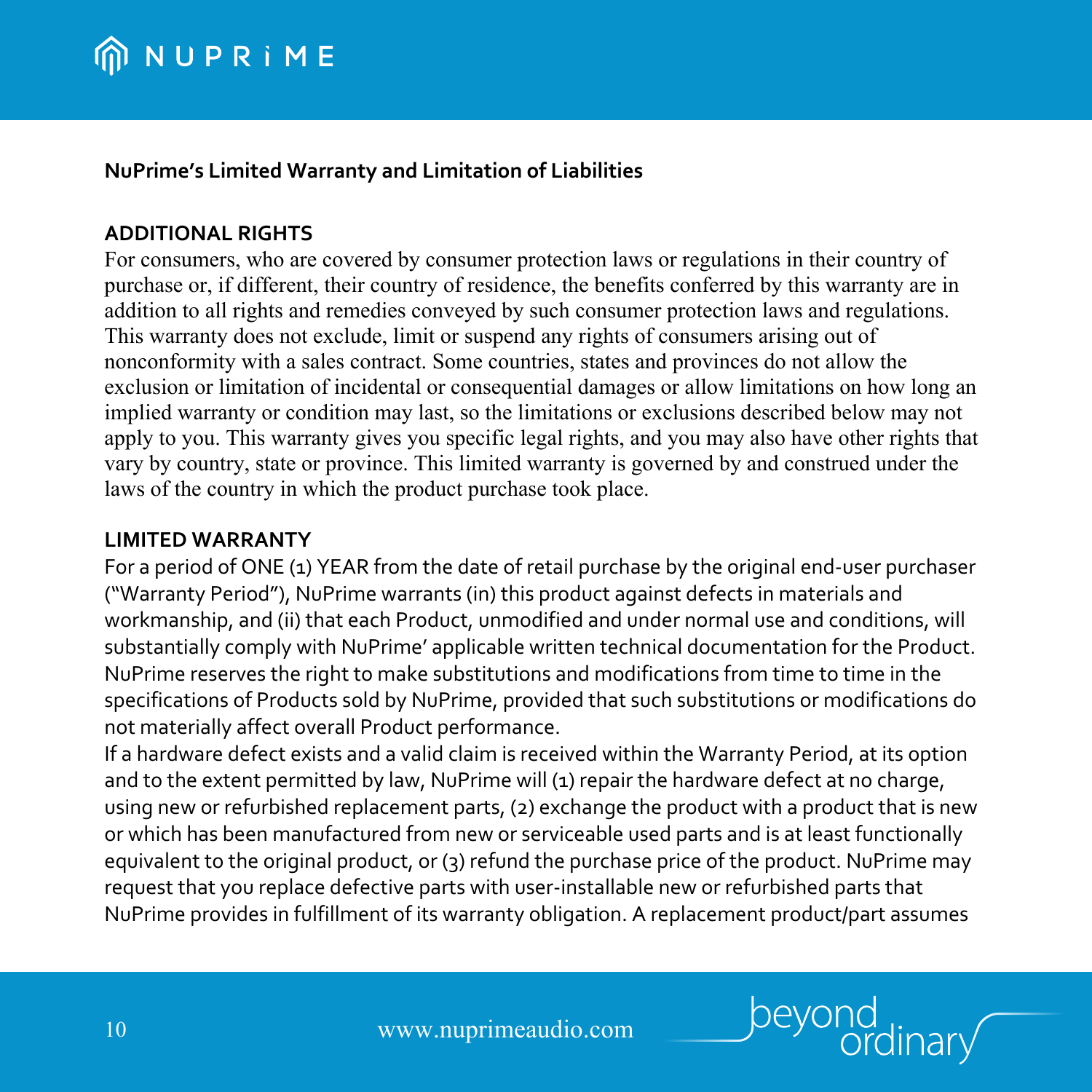**NuPrime's Limited Warranty and Limitation of Liabilities**

**ADDITIONAL RIGHTS**

For consumers, who are covered by consumer protection laws or regulations in their country of purchase or, if different, their country of residence, the benefits conferred by this warranty are in addition to all rights and remedies conveyed by such consumer protection laws and regulations. This warranty does not exclude, limit or suspend any rights of consumers arising out of nonconformity with a sales contract. Some countries, states and provinces do not allow the exclusion or limitation of incidental or consequential damages or allow limitations on how long an implied warranty or condition may last, so the limitations or exclusions described below may not apply to you. This warranty gives you specific legal rights, and you may also have other rights that vary by country, state or province. This limited warranty is governed by and construed under the laws of the country in which the product purchase took place.

**LIMITED WARRANTY**

For a period of ONE (1) YEAR from the date of retail purchase by the original end-user purchaser ("Warranty Period"), NuPrime warrants (in) this product against defects in materials and workmanship, and (ii) that each Product, unmodified and under normal use and conditions, will substantially comply with NuPrime' applicable written technical documentation for the Product. NuPrime reserves the right to make substitutions and modifications from time to time in the specifications of Products sold by NuPrime, provided that such substitutions or modifications do not materially affect overall Product performance.

If a hardware defect exists and a valid claim is received within the Warranty Period, at its option and to the extent permitted by law, NuPrime will (1) repair the hardware defect at no charge, using new or refurbished replacement parts, (2) exchange the product with a product that is new or which has been manufactured from new or serviceable used parts and is at least functionally equivalent to the original product, or (3) refund the purchase price of the product. NuPrime may request that you replace defective parts with user-installable new or refurbished parts that NuPrime provides in fulfillment of its warranty obligation. A replacement product/part assumes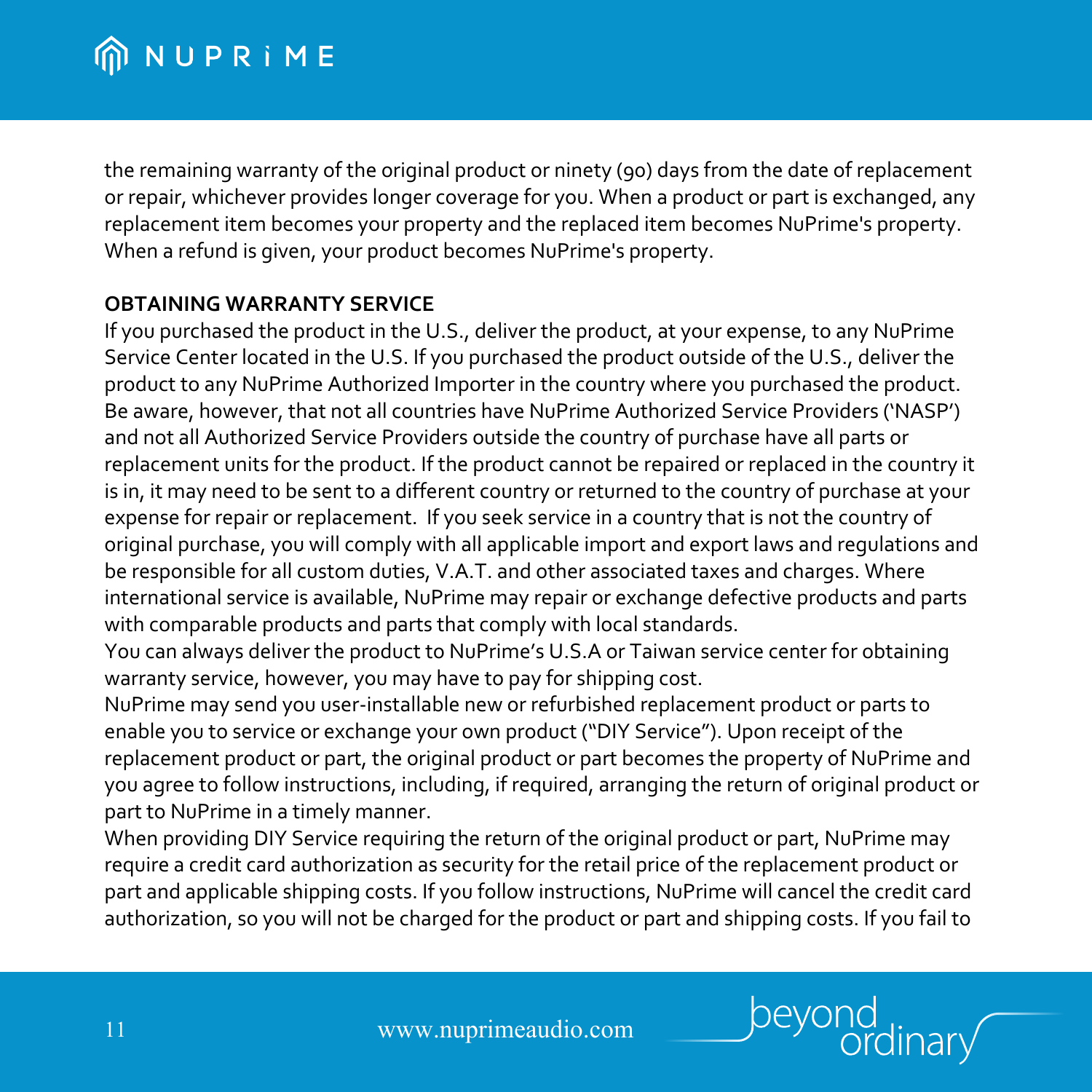the remaining warranty of the original product or ninety (90) days from the date of replacement or repair, whichever provides longer coverage for you. When a product or part is exchanged, any replacement item becomes your property and the replaced item becomes NuPrime's property. When a refund is given, your product becomes NuPrime's property.

**OBTAINING WARRANTY SERVICE**

If you purchased the product in the U.S., deliver the product, at your expense, to any NuPrime Service Center located in the U.S. If you purchased the product outside of the U.S., deliver the product to any NuPrime Authorized Importer in the country where you purchased the product. Be aware, however, that not all countries have NuPrime Authorized Service Providers ('NASP') and not all Authorized Service Providers outside the country of purchase have all parts or replacement units for the product. If the product cannot be repaired or replaced in the country it is in, it may need to be sent to a different country or returned to the country of purchase at your expense for repair or replacement. If you seek service in a country that is not the country of original purchase, you will comply with all applicable import and export laws and regulations and be responsible for all custom duties, V.A.T. and other associated taxes and charges. Where international service is available, NuPrime may repair or exchange defective products and parts with comparable products and parts that comply with local standards.

You can always deliver the product to NuPrime's U.S.A or Taiwan service center for obtaining warranty service, however, you may have to pay for shipping cost.

NuPrime may send you user-installable new or refurbished replacement product or parts to enable you to service or exchange your own product ("DIY Service"). Upon receipt of the replacement product or part, the original product or part becomes the property of NuPrime and you agree to follow instructions, including, if required, arranging the return of original product or part to NuPrime in a timely manner.

When providing DIY Service requiring the return of the original product or part, NuPrime may require a credit card authorization as security for the retail price of the replacement product or part and applicable shipping costs. If you follow instructions, NuPrime will cancel the credit card authorization, so you will not be charged for the product or part and shipping costs. If you fail to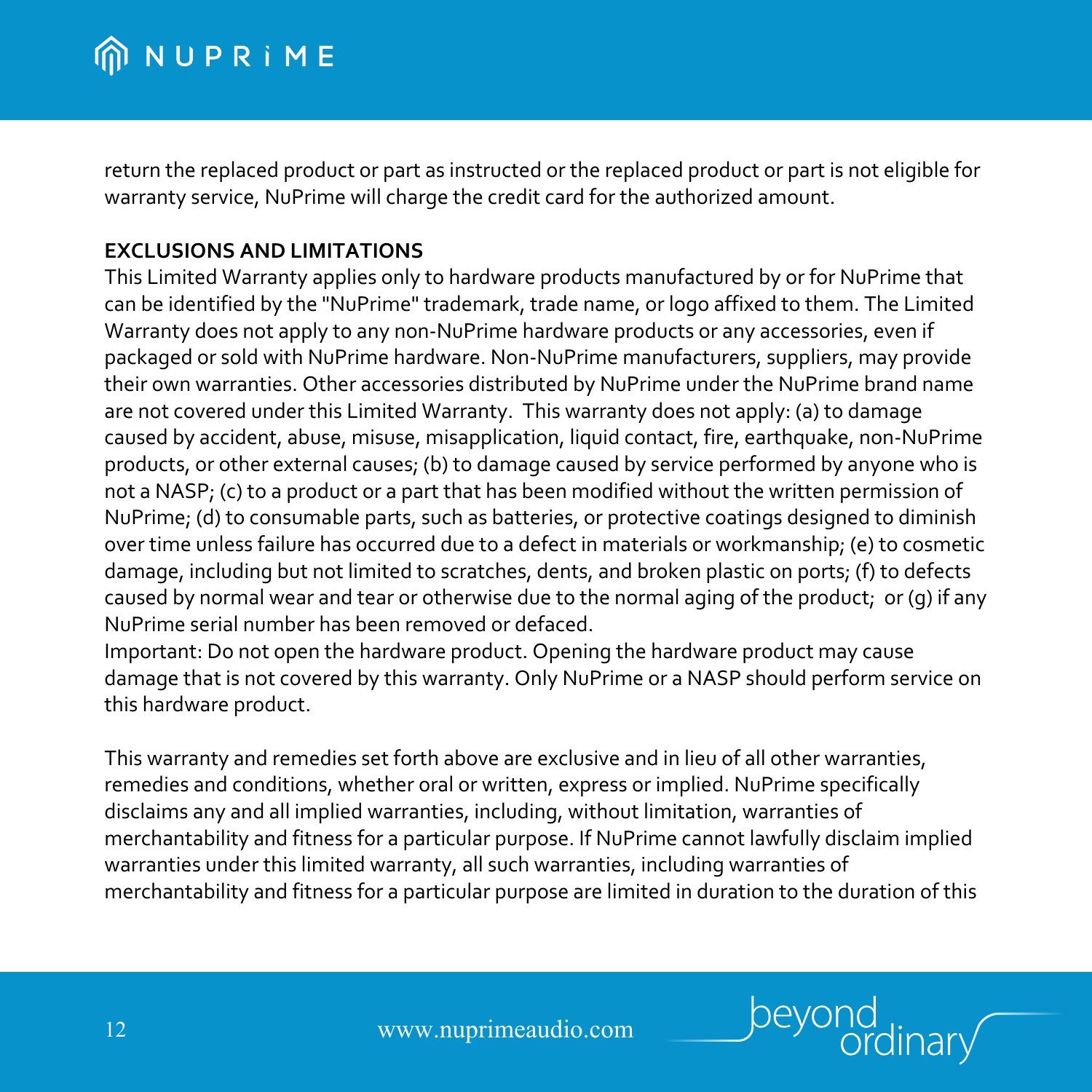return the replaced product or part as instructed or the replaced product or part is not eligible for warranty service, NuPrime will charge the credit card for the authorized amount.

**EXCLUSIONS AND LIMITATIONS**

This Limited Warranty applies only to hardware products manufactured by or for NuPrime that can be identified by the "NuPrime" trademark, trade name, or logo affixed to them. The Limited Warranty does not apply to any non-NuPrime hardware products or any accessories, even if packaged or sold with NuPrime hardware. Non-NuPrime manufacturers, suppliers, may provide their own warranties. Other accessories distributed by NuPrime under the NuPrime brand name are not covered under this Limited Warranty. This warranty does not apply: (a) to damage caused by accident, abuse, misuse, misapplication, liquid contact, fire, earthquake, non-NuPrime products, or other external causes; (b) to damage caused by service performed by anyone who is not a NASP; (c) to a product or a part that has been modified without the written permission of NuPrime; (d) to consumable parts, such as batteries, or protective coatings designed to diminish over time unless failure has occurred due to a defect in materials or workmanship; (e) to cosmetic damage, including but not limited to scratches, dents, and broken plastic on ports; (f) to defects caused by normal wear and tear or otherwise due to the normal aging of the product; or (g) if any NuPrime serial number has been removed or defaced.

Important: Do not open the hardware product. Opening the hardware product may cause damage that is not covered by this warranty. Only NuPrime or a NASP should perform service on this hardware product.

This warranty and remedies set forth above are exclusive and in lieu of all other warranties, remedies and conditions, whether oral or written, express or implied. NuPrime specifically disclaims any and all implied warranties, including, without limitation, warranties of merchantability and fitness for a particular purpose. If NuPrime cannot lawfully disclaim implied warranties under this limited warranty, all such warranties, including warranties of merchantability and fitness for a particular purpose are limited in duration to the duration of this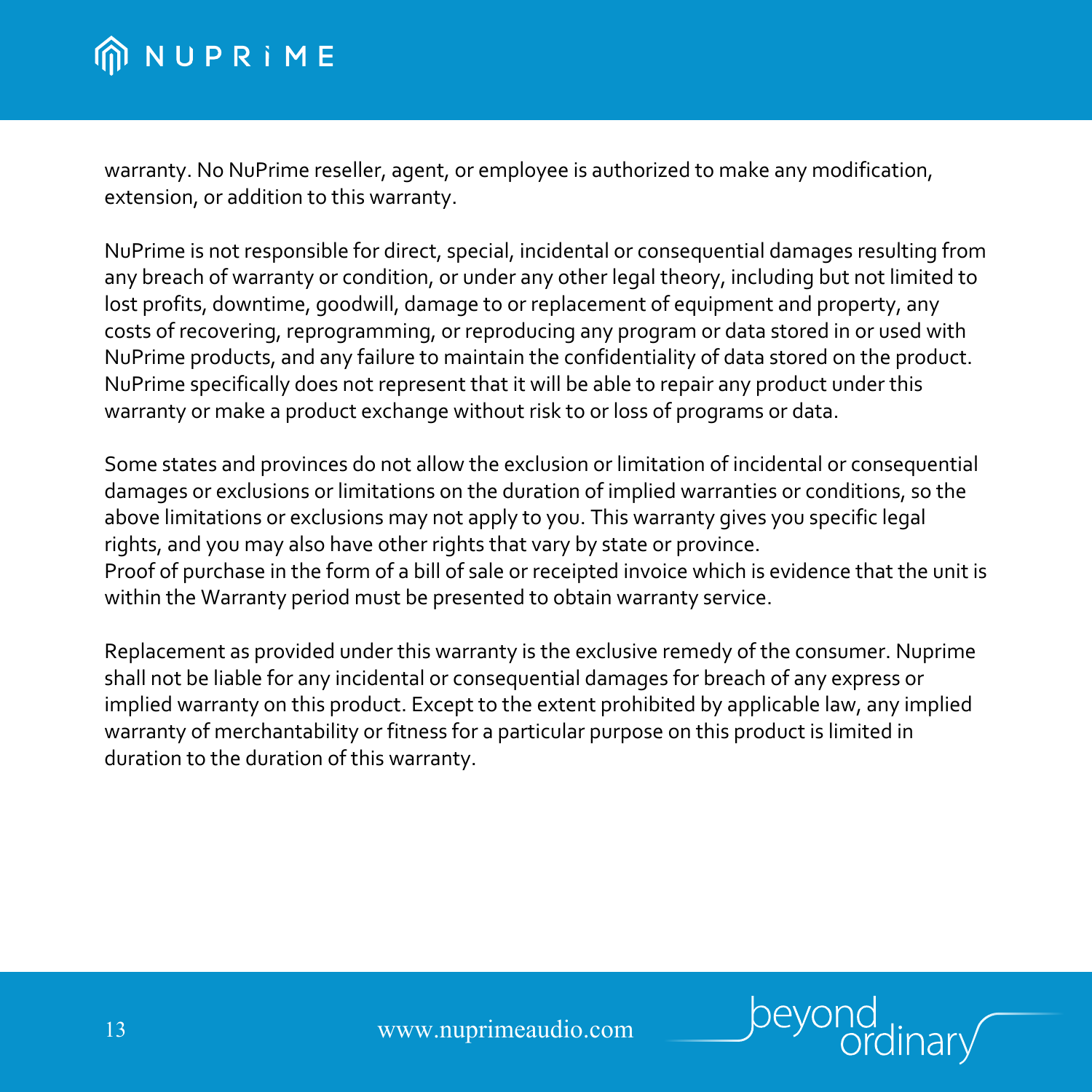warranty. No NuPrime reseller, agent, or employee is authorized to make any modification, extension, or addition to this warranty.

NuPrime is not responsible for direct, special, incidental or consequential damages resulting from any breach of warranty or condition, or under any other legal theory, including but not limited to lost profits, downtime, goodwill, damage to or replacement of equipment and property, any costs of recovering, reprogramming, or reproducing any program or data stored in or used with NuPrime products, and any failure to maintain the confidentiality of data stored on the product. NuPrime specifically does not represent that it will be able to repair any product under this warranty or make a product exchange without risk to or loss of programs or data.

Some states and provinces do not allow the exclusion or limitation of incidental or consequential damages or exclusions or limitations on the duration of implied warranties or conditions, so the above limitations or exclusions may not apply to you. This warranty gives you specific legal rights, and you may also have other rights that vary by state or province.
Proof of purchase in the form of a bill of sale or receipted invoice which is evidence that the unit is within the Warranty period must be presented to obtain warranty service.

Replacement as provided under this warranty is the exclusive remedy of the consumer. Nuprime shall not be liable for any incidental or consequential damages for breach of any express or implied warranty on this product. Except to the extent prohibited by applicable law, any implied warranty of merchantability or fitness for a particular purpose on this product is limited in duration to the duration of this warranty.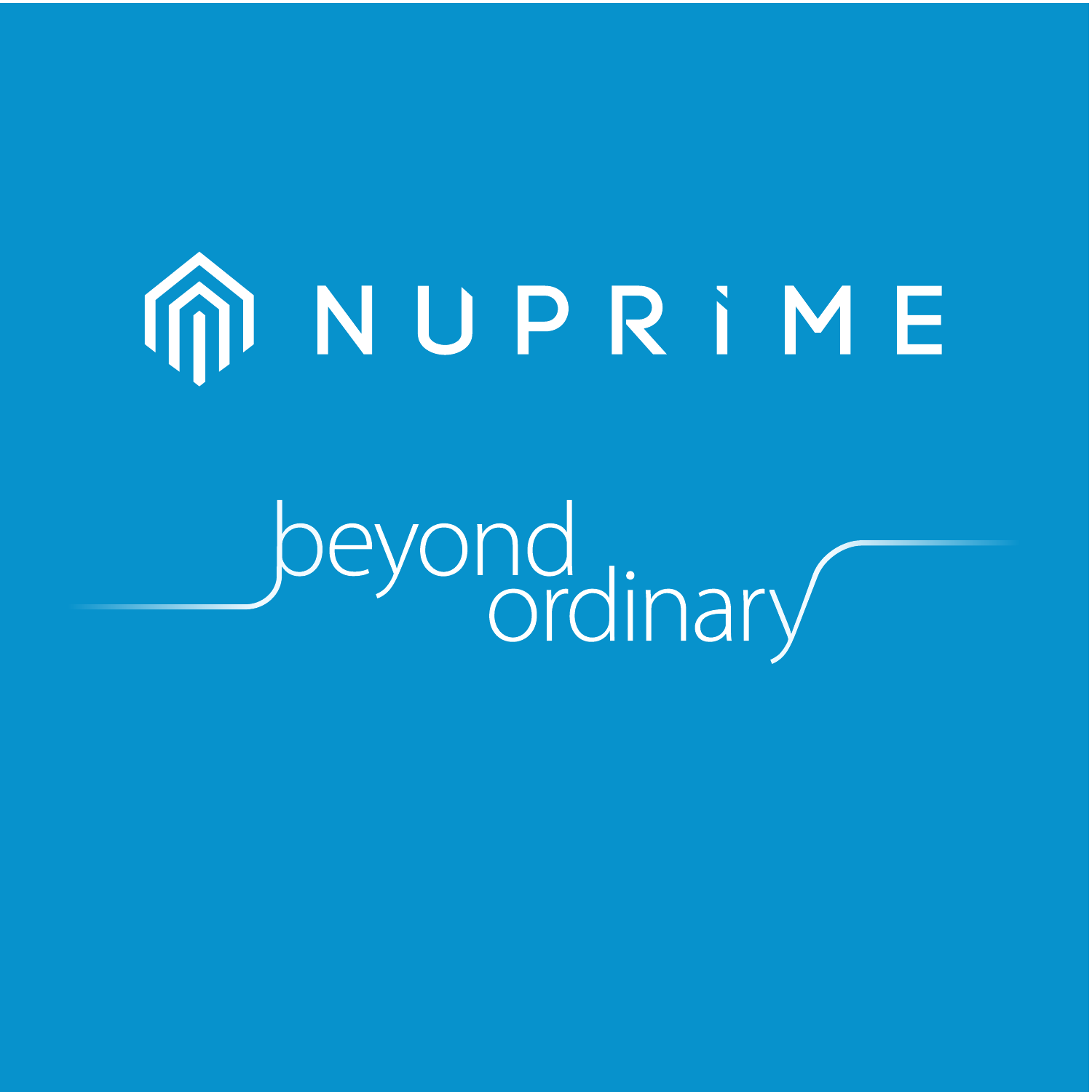NUPRiME

beyond ordinary